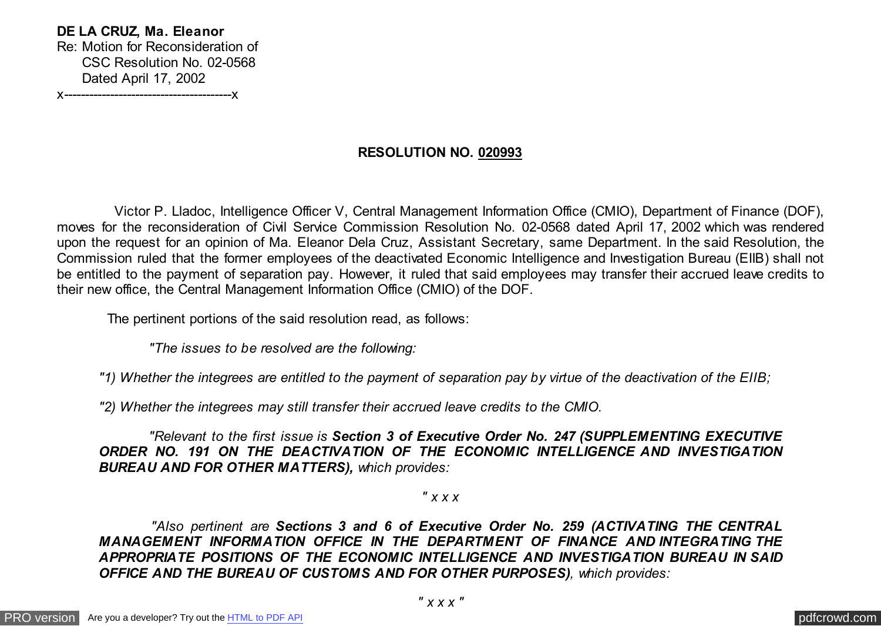**DE LA CRUZ, Ma. Eleanor**
Re: Motion for Reconsideration of
CSC Resolution No. 02-0568
Dated April 17, 2002
x----------------------------------------x

**RESOLUTION NO. 020993**

Victor P. Lladoc, Intelligence Officer V, Central Management Information Office (CMIO), Department of Finance (DOF), moves for the reconsideration of Civil Service Commission Resolution No. 02-0568 dated April 17, 2002 which was rendered upon the request for an opinion of Ma. Eleanor Dela Cruz, Assistant Secretary, same Department. In the said Resolution, the Commission ruled that the former employees of the deactivated Economic Intelligence and Investigation Bureau (EIIB) shall not be entitled to the payment of separation pay. However, it ruled that said employees may transfer their accrued leave credits to their new office, the Central Management Information Office (CMIO) of the DOF.

The pertinent portions of the said resolution read, as follows:

*"The issues to be resolved are the following:*

*"1) Whether the integrees are entitled to the payment of separation pay by virtue of the deactivation of the EIIB;*

*"2) Whether the integrees may still transfer their accrued leave credits to the CMIO.*

*"Relevant to the first issue is* ***Section 3 of Executive Order No. 247 (SUPPLEMENTING EXECUTIVE ORDER NO. 191 ON THE DEACTIVATION OF THE ECONOMIC INTELLIGENCE AND INVESTIGATION BUREAU AND FOR OTHER MATTERS),*** *which provides:*

*" x x x*

*"Also pertinent are* ***Sections 3 and 6 of Executive Order No. 259 (ACTIVATING THE CENTRAL MANAGEMENT INFORMATION OFFICE IN THE DEPARTMENT OF FINANCE AND INTEGRATING THE APPROPRIATE POSITIONS OF THE ECONOMIC INTELLIGENCE AND INVESTIGATION BUREAU IN SAID OFFICE AND THE BUREAU OF CUSTOMS AND FOR OTHER PURPOSES)****, which provides:*

*" x x x "*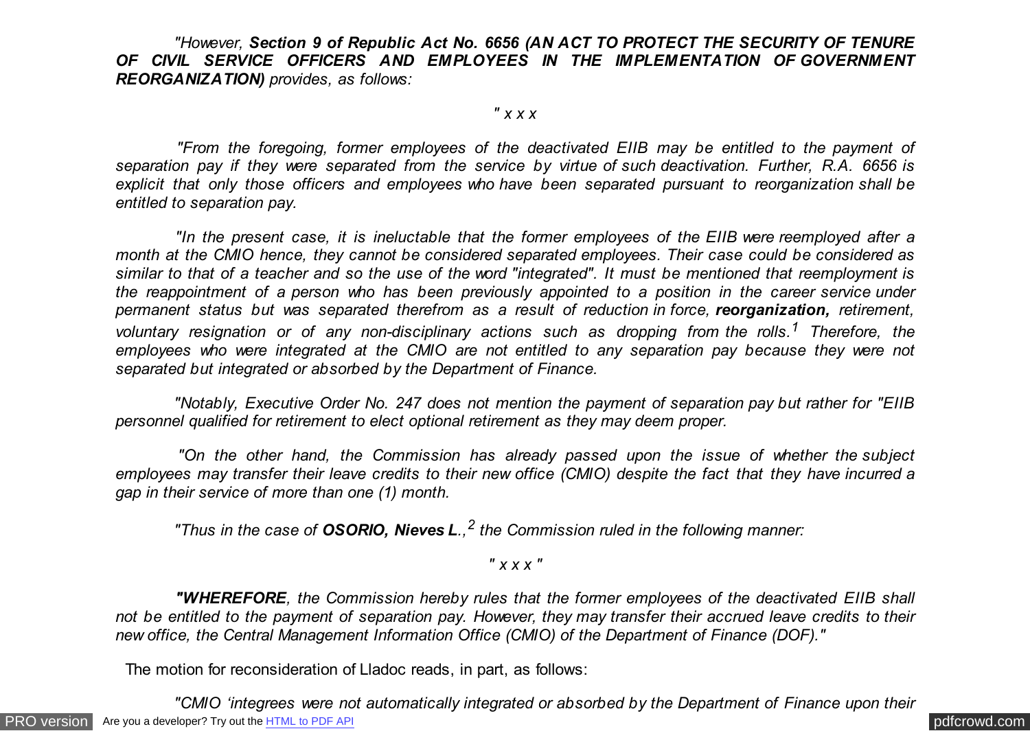*"However, **Section 9 of Republic Act No. 6656 (AN ACT TO PROTECT THE SECURITY OF TENURE OF CIVIL SERVICE OFFICERS AND EMPLOYEES IN THE IMPLEMENTATION OF GOVERNMENT REORGANIZATION)** provides, as follows:*

*" x x x*

*"From the foregoing, former employees of the deactivated EIIB may be entitled to the payment of separation pay if they were separated from the service by virtue of such deactivation. Further, R.A. 6656 is explicit that only those officers and employees who have been separated pursuant to reorganization shall be entitled to separation pay.*

*"In the present case, it is ineluctable that the former employees of the EIIB were reemployed after a month at the CMIO hence, they cannot be considered separated employees. Their case could be considered as similar to that of a teacher and so the use of the word "integrated". It must be mentioned that reemployment is the reappointment of a person who has been previously appointed to a position in the career service under permanent status but was separated therefrom as a result of reduction in force, **reorganization,** retirement, voluntary resignation or of any non-disciplinary actions such as dropping from the rolls.[1] Therefore, the employees who were integrated at the CMIO are not entitled to any separation pay because they were not separated but integrated or absorbed by the Department of Finance.*

*"Notably, Executive Order No. 247 does not mention the payment of separation pay but rather for "EIIB personnel qualified for retirement to elect optional retirement as they may deem proper.*

*"On the other hand, the Commission has already passed upon the issue of whether the subject employees may transfer their leave credits to their new office (CMIO) despite the fact that they have incurred a gap in their service of more than one (1) month.*

*"Thus in the case of **OSORIO, Nieves L.**,[2] the Commission ruled in the following manner:*

*" x x x "*

***"WHEREFORE**, the Commission hereby rules that the former employees of the deactivated EIIB shall not be entitled to the payment of separation pay. However, they may transfer their accrued leave credits to their new office, the Central Management Information Office (CMIO) of the Department of Finance (DOF)."*

The motion for reconsideration of Lladoc reads, in part, as follows:

*"CMIO 'integrees were not automatically integrated or absorbed by the Department of Finance upon their*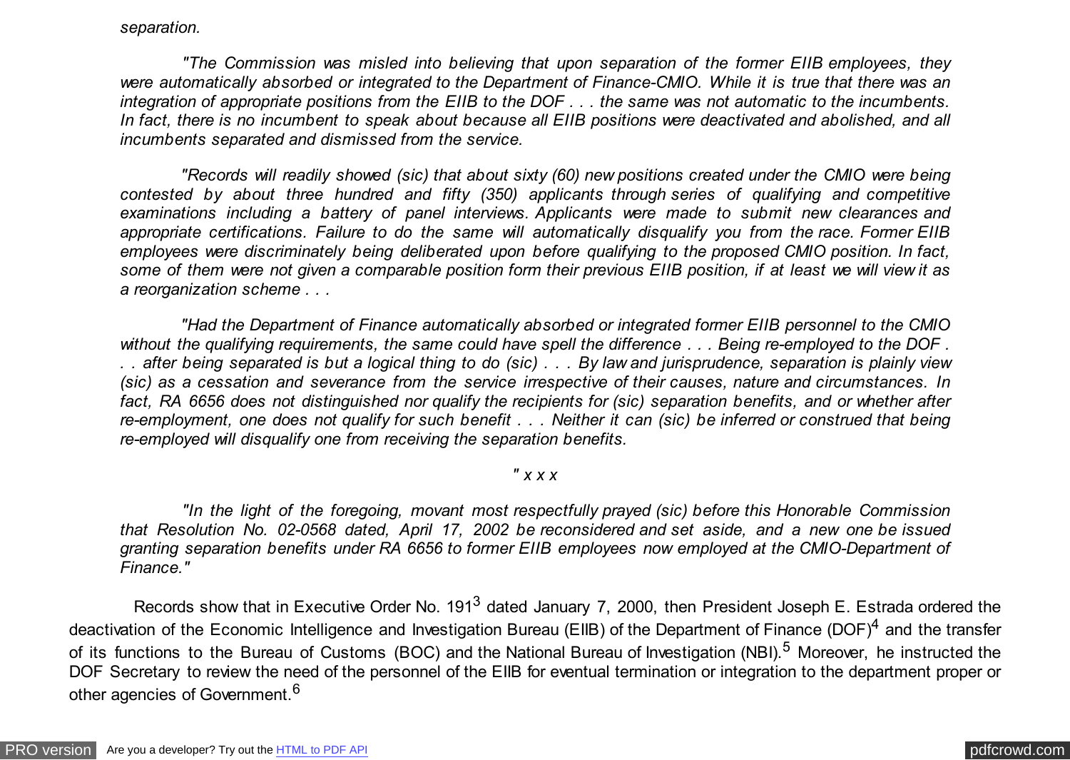*separation.*

*"The Commission was misled into believing that upon separation of the former EIIB employees, they were automatically absorbed or integrated to the Department of Finance-CMIO. While it is true that there was an integration of appropriate positions from the EIIB to the DOF . . . the same was not automatic to the incumbents. In fact, there is no incumbent to speak about because all EIIB positions were deactivated and abolished, and all incumbents separated and dismissed from the service.*

*"Records will readily showed (sic) that about sixty (60) new positions created under the CMIO were being contested by about three hundred and fifty (350) applicants through series of qualifying and competitive examinations including a battery of panel interviews. Applicants were made to submit new clearances and appropriate certifications. Failure to do the same will automatically disqualify you from the race. Former EIIB employees were discriminately being deliberated upon before qualifying to the proposed CMIO position. In fact, some of them were not given a comparable position form their previous EIIB position, if at least we will view it as a reorganization scheme . . .*

*"Had the Department of Finance automatically absorbed or integrated former EIIB personnel to the CMIO without the qualifying requirements, the same could have spell the difference . . . Being re-employed to the DOF . . . after being separated is but a logical thing to do (sic) . . . By law and jurisprudence, separation is plainly view (sic) as a cessation and severance from the service irrespective of their causes, nature and circumstances. In fact, RA 6656 does not distinguished nor qualify the recipients for (sic) separation benefits, and or whether after re-employment, one does not qualify for such benefit . . . Neither it can (sic) be inferred or construed that being re-employed will disqualify one from receiving the separation benefits.*

*" x x x*

*"In the light of the foregoing, movant most respectfully prayed (sic) before this Honorable Commission that Resolution No. 02-0568 dated, April 17, 2002 be reconsidered and set aside, and a new one be issued granting separation benefits under RA 6656 to former EIIB employees now employed at the CMIO-Department of Finance."*

Records show that in Executive Order No. 191[3] dated January 7, 2000, then President Joseph E. Estrada ordered the deactivation of the Economic Intelligence and Investigation Bureau (EIIB) of the Department of Finance (DOF)[4] and the transfer of its functions to the Bureau of Customs (BOC) and the National Bureau of Investigation (NBI).[5] Moreover, he instructed the DOF Secretary to review the need of the personnel of the EIIB for eventual termination or integration to the department proper or other agencies of Government.[6]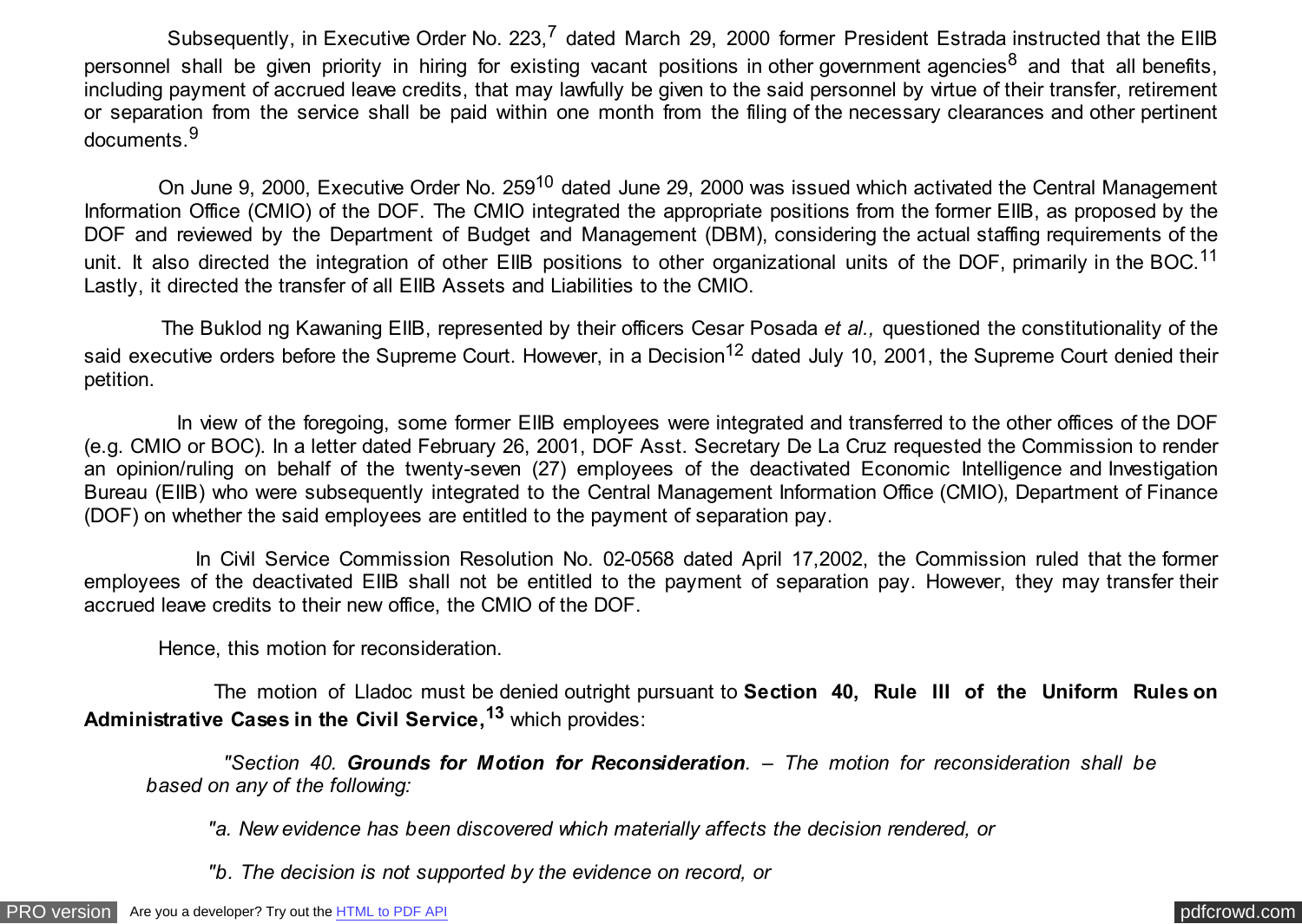Subsequently, in Executive Order No. 223,[7] dated March 29, 2000 former President Estrada instructed that the EIIB personnel shall be given priority in hiring for existing vacant positions in other government agencies[8] and that all benefits, including payment of accrued leave credits, that may lawfully be given to the said personnel by virtue of their transfer, retirement or separation from the service shall be paid within one month from the filing of the necessary clearances and other pertinent documents.[9]

On June 9, 2000, Executive Order No. 259[10] dated June 29, 2000 was issued which activated the Central Management Information Office (CMIO) of the DOF. The CMIO integrated the appropriate positions from the former EIIB, as proposed by the DOF and reviewed by the Department of Budget and Management (DBM), considering the actual staffing requirements of the unit. It also directed the integration of other EIIB positions to other organizational units of the DOF, primarily in the BOC.[11] Lastly, it directed the transfer of all EIIB Assets and Liabilities to the CMIO.

The Buklod ng Kawaning EIIB, represented by their officers Cesar Posada *et al.,* questioned the constitutionality of the said executive orders before the Supreme Court. However, in a Decision[12] dated July 10, 2001, the Supreme Court denied their petition.

In view of the foregoing, some former EIIB employees were integrated and transferred to the other offices of the DOF (e.g. CMIO or BOC). In a letter dated February 26, 2001, DOF Asst. Secretary De La Cruz requested the Commission to render an opinion/ruling on behalf of the twenty-seven (27) employees of the deactivated Economic Intelligence and Investigation Bureau (EIIB) who were subsequently integrated to the Central Management Information Office (CMIO), Department of Finance (DOF) on whether the said employees are entitled to the payment of separation pay.

In Civil Service Commission Resolution No. 02-0568 dated April 17,2002, the Commission ruled that the former employees of the deactivated EIIB shall not be entitled to the payment of separation pay. However, they may transfer their accrued leave credits to their new office, the CMIO of the DOF.

Hence, this motion for reconsideration.

The motion of Lladoc must be denied outright pursuant to **Section 40, Rule III of the Uniform Rules on Administrative Cases in the Civil Service,**[13] which provides:

> *"Section 40. **Grounds for Motion for Reconsideration**. – The motion for reconsideration shall be based on any of the following:*
>
> *"a. New evidence has been discovered which materially affects the decision rendered, or*
>
> *"b. The decision is not supported by the evidence on record, or*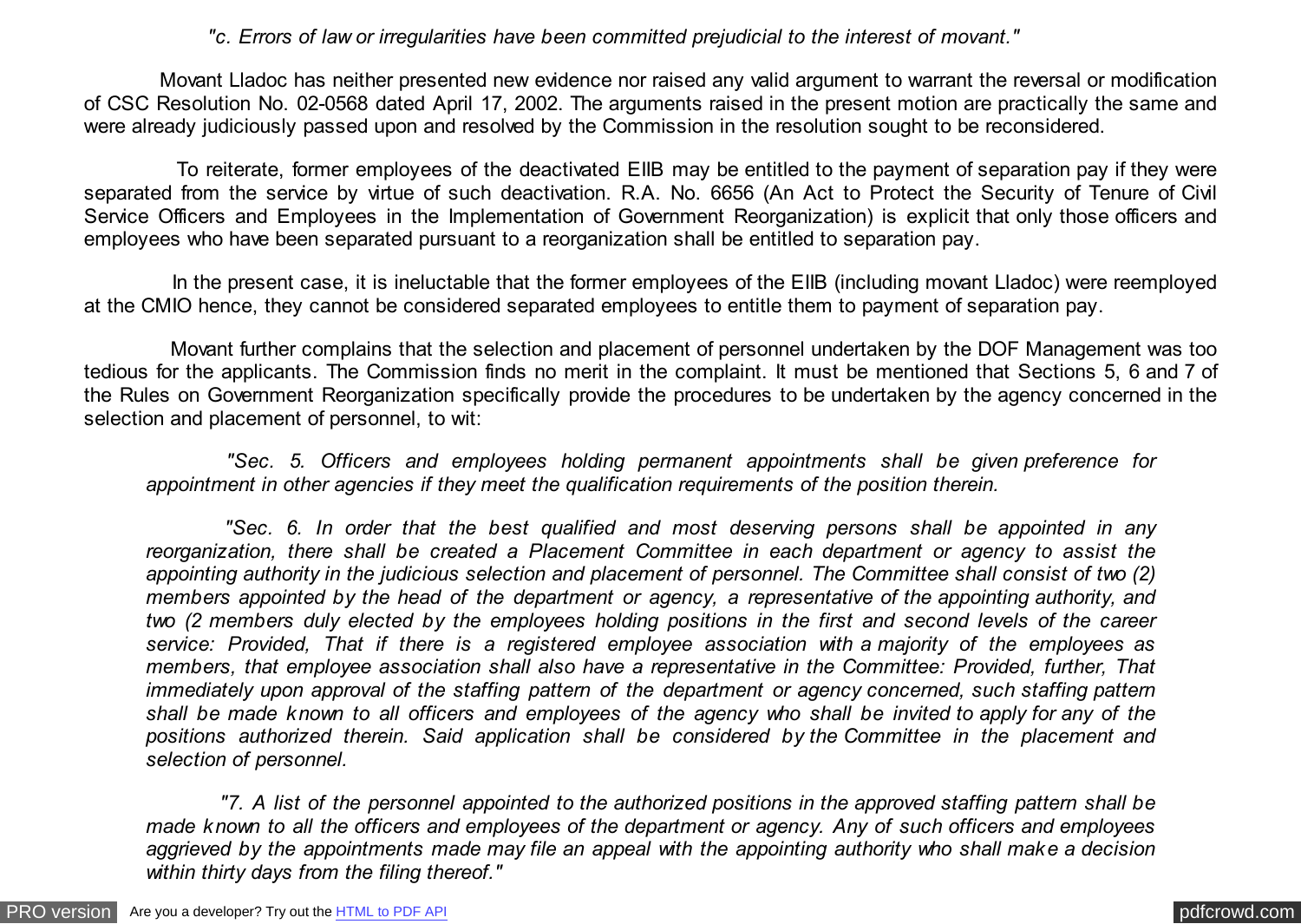*"c. Errors of law or irregularities have been committed prejudicial to the interest of movant."*

Movant Lladoc has neither presented new evidence nor raised any valid argument to warrant the reversal or modification of CSC Resolution No. 02-0568 dated April 17, 2002. The arguments raised in the present motion are practically the same and were already judiciously passed upon and resolved by the Commission in the resolution sought to be reconsidered.

To reiterate, former employees of the deactivated EIIB may be entitled to the payment of separation pay if they were separated from the service by virtue of such deactivation. R.A. No. 6656 (An Act to Protect the Security of Tenure of Civil Service Officers and Employees in the Implementation of Government Reorganization) is explicit that only those officers and employees who have been separated pursuant to a reorganization shall be entitled to separation pay.

In the present case, it is ineluctable that the former employees of the EIIB (including movant Lladoc) were reemployed at the CMIO hence, they cannot be considered separated employees to entitle them to payment of separation pay.

Movant further complains that the selection and placement of personnel undertaken by the DOF Management was too tedious for the applicants. The Commission finds no merit in the complaint. It must be mentioned that Sections 5, 6 and 7 of the Rules on Government Reorganization specifically provide the procedures to be undertaken by the agency concerned in the selection and placement of personnel, to wit:

> *"Sec. 5. Officers and employees holding permanent appointments shall be given preference for appointment in other agencies if they meet the qualification requirements of the position therein.*
>
> *"Sec. 6. In order that the best qualified and most deserving persons shall be appointed in any reorganization, there shall be created a Placement Committee in each department or agency to assist the appointing authority in the judicious selection and placement of personnel. The Committee shall consist of two (2) members appointed by the head of the department or agency, a representative of the appointing authority, and two (2 members duly elected by the employees holding positions in the first and second levels of the career service: Provided, That if there is a registered employee association with a majority of the employees as members, that employee association shall also have a representative in the Committee: Provided, further, That immediately upon approval of the staffing pattern of the department or agency concerned, such staffing pattern shall be made known to all officers and employees of the agency who shall be invited to apply for any of the positions authorized therein. Said application shall be considered by the Committee in the placement and selection of personnel.*
>
> *"7. A list of the personnel appointed to the authorized positions in the approved staffing pattern shall be made known to all the officers and employees of the department or agency. Any of such officers and employees aggrieved by the appointments made may file an appeal with the appointing authority who shall make a decision within thirty days from the filing thereof."*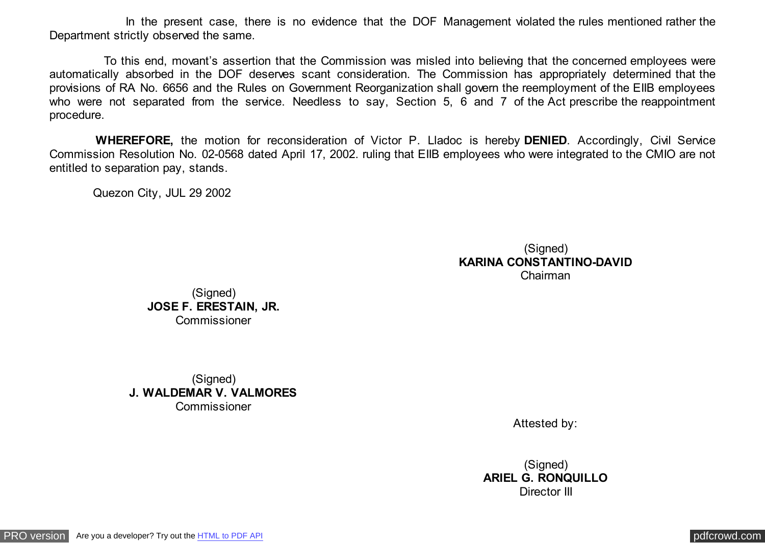In the present case, there is no evidence that the DOF Management violated the rules mentioned rather the Department strictly observed the same.

To this end, movant's assertion that the Commission was misled into believing that the concerned employees were automatically absorbed in the DOF deserves scant consideration. The Commission has appropriately determined that the provisions of RA No. 6656 and the Rules on Government Reorganization shall govern the reemployment of the EIIB employees who were not separated from the service. Needless to say, Section 5, 6 and 7 of the Act prescribe the reappointment procedure.

**WHEREFORE,** the motion for reconsideration of Victor P. Lladoc is hereby **DENIED**. Accordingly, Civil Service Commission Resolution No. 02-0568 dated April 17, 2002. ruling that EIIB employees who were integrated to the CMIO are not entitled to separation pay, stands.

Quezon City, JUL 29 2002

(Signed)
**KARINA CONSTANTINO-DAVID**
Chairman

(Signed)
**JOSE F. ERESTAIN, JR.**
Commissioner

(Signed)
**J. WALDEMAR V. VALMORES**
Commissioner

Attested by:

(Signed)
**ARIEL G. RONQUILLO**
Director III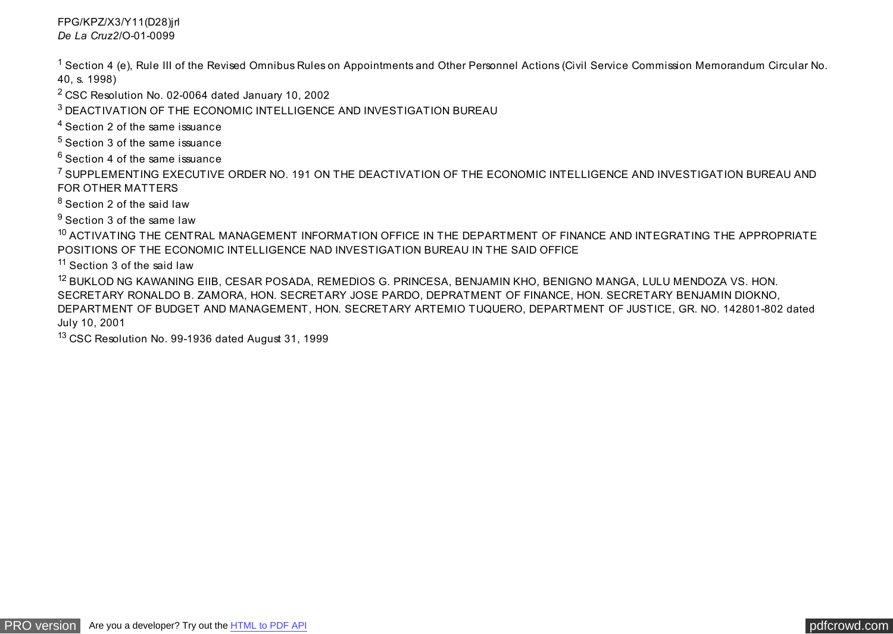FPG/KPZ/X3/Y11(D28)jrl
*De La Cruz2*/O-01-0099

[1] Section 4 (e), Rule III of the Revised Omnibus Rules on Appointments and Other Personnel Actions (Civil Service Commission Memorandum Circular No. 40, s. 1998)

[2] CSC Resolution No. 02-0064 dated January 10, 2002

[3] DEACTIVATION OF THE ECONOMIC INTELLIGENCE AND INVESTIGATION BUREAU

[4] Section 2 of the same issuance

[5] Section 3 of the same issuance

[6] Section 4 of the same issuance

[7] SUPPLEMENTING EXECUTIVE ORDER NO. 191 ON THE DEACTIVATION OF THE ECONOMIC INTELLIGENCE AND INVESTIGATION BUREAU AND FOR OTHER MATTERS

[8] Section 2 of the said law

[9] Section 3 of the same law

[10] ACTIVATING THE CENTRAL MANAGEMENT INFORMATION OFFICE IN THE DEPARTMENT OF FINANCE AND INTEGRATING THE APPROPRIATE POSITIONS OF THE ECONOMIC INTELLIGENCE NAD INVESTIGATION BUREAU IN THE SAID OFFICE

[11] Section 3 of the said law

[12] BUKLOD NG KAWANING EIIB, CESAR POSADA, REMEDIOS G. PRINCESA, BENJAMIN KHO, BENIGNO MANGA, LULU MENDOZA VS. HON. SECRETARY RONALDO B. ZAMORA, HON. SECRETARY JOSE PARDO, DEPRATMENT OF FINANCE, HON. SECRETARY BENJAMIN DIOKNO, DEPARTMENT OF BUDGET AND MANAGEMENT, HON. SECRETARY ARTEMIO TUQUERO, DEPARTMENT OF JUSTICE, GR. NO. 142801-802 dated July 10, 2001

[13] CSC Resolution No. 99-1936 dated August 31, 1999